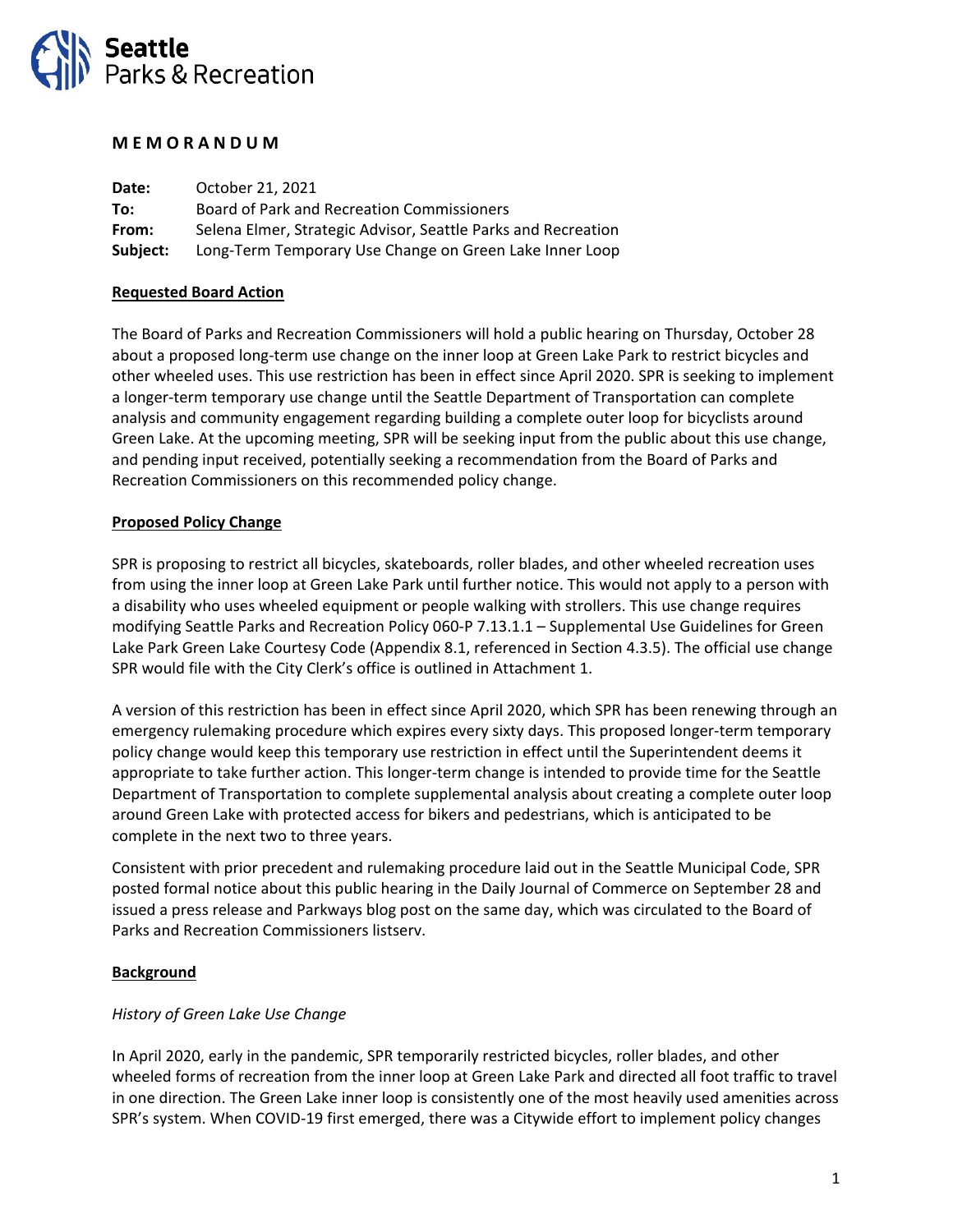Seattle Parks & Recreation

# M E M O R A N D U M

**Date:** October 21, 2021
**To:** Board of Park and Recreation Commissioners
**From:** Selena Elmer, Strategic Advisor, Seattle Parks and Recreation
**Subject:** Long-Term Temporary Use Change on Green Lake Inner Loop

## Requested Board Action

The Board of Parks and Recreation Commissioners will hold a public hearing on Thursday, October 28 about a proposed long-term use change on the inner loop at Green Lake Park to restrict bicycles and other wheeled uses. This use restriction has been in effect since April 2020. SPR is seeking to implement a longer-term temporary use change until the Seattle Department of Transportation can complete analysis and community engagement regarding building a complete outer loop for bicyclists around Green Lake. At the upcoming meeting, SPR will be seeking input from the public about this use change, and pending input received, potentially seeking a recommendation from the Board of Parks and Recreation Commissioners on this recommended policy change.

## Proposed Policy Change

SPR is proposing to restrict all bicycles, skateboards, roller blades, and other wheeled recreation uses from using the inner loop at Green Lake Park until further notice. This would not apply to a person with a disability who uses wheeled equipment or people walking with strollers. This use change requires modifying Seattle Parks and Recreation Policy 060-P 7.13.1.1 – Supplemental Use Guidelines for Green Lake Park Green Lake Courtesy Code (Appendix 8.1, referenced in Section 4.3.5). The official use change SPR would file with the City Clerk's office is outlined in Attachment 1.

A version of this restriction has been in effect since April 2020, which SPR has been renewing through an emergency rulemaking procedure which expires every sixty days. This proposed longer-term temporary policy change would keep this temporary use restriction in effect until the Superintendent deems it appropriate to take further action. This longer-term change is intended to provide time for the Seattle Department of Transportation to complete supplemental analysis about creating a complete outer loop around Green Lake with protected access for bikers and pedestrians, which is anticipated to be complete in the next two to three years.

Consistent with prior precedent and rulemaking procedure laid out in the Seattle Municipal Code, SPR posted formal notice about this public hearing in the Daily Journal of Commerce on September 28 and issued a press release and Parkways blog post on the same day, which was circulated to the Board of Parks and Recreation Commissioners listserv.

## Background

### *History of Green Lake Use Change*

In April 2020, early in the pandemic, SPR temporarily restricted bicycles, roller blades, and other wheeled forms of recreation from the inner loop at Green Lake Park and directed all foot traffic to travel in one direction. The Green Lake inner loop is consistently one of the most heavily used amenities across SPR's system. When COVID-19 first emerged, there was a Citywide effort to implement policy changes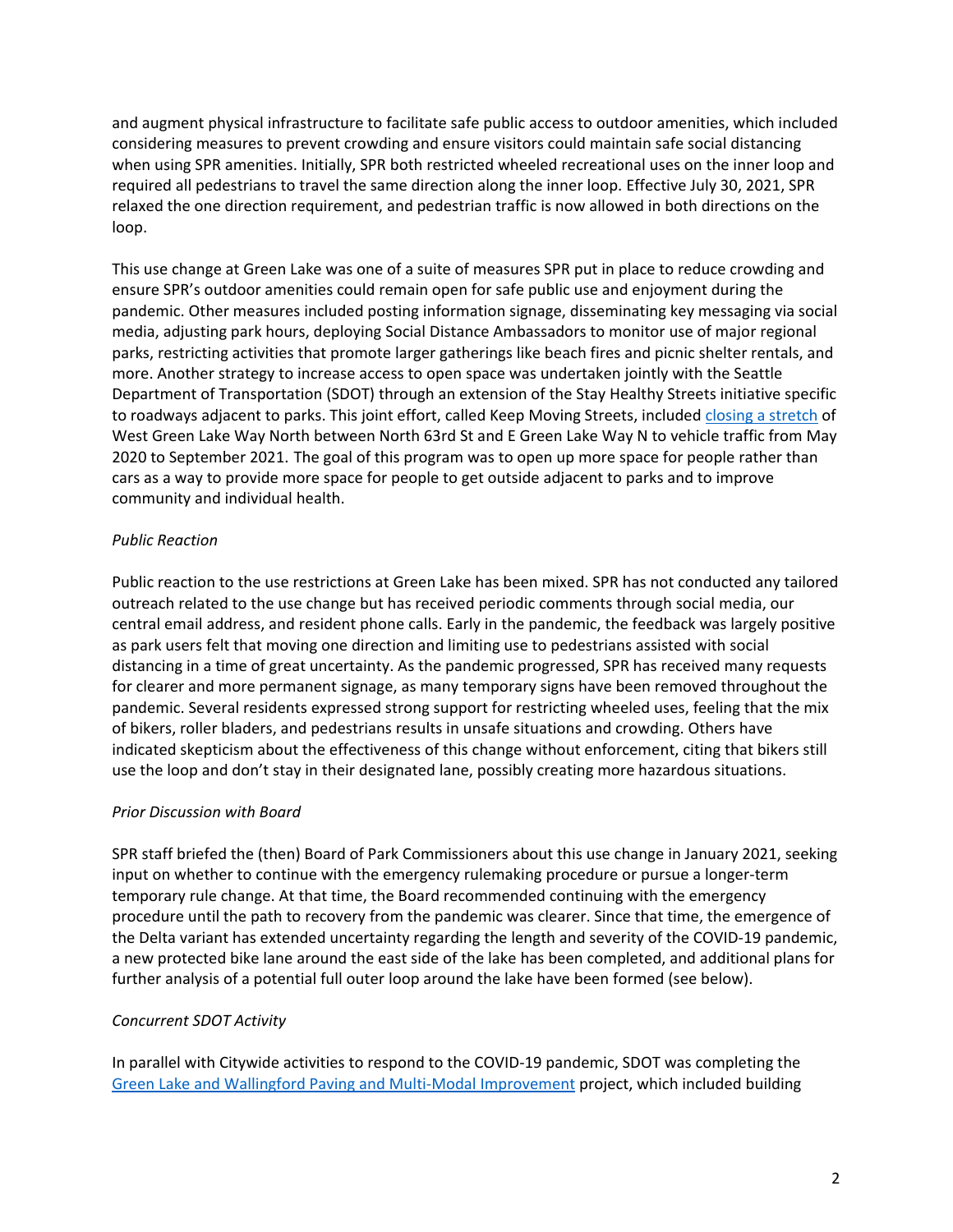and augment physical infrastructure to facilitate safe public access to outdoor amenities, which included considering measures to prevent crowding and ensure visitors could maintain safe social distancing when using SPR amenities. Initially, SPR both restricted wheeled recreational uses on the inner loop and required all pedestrians to travel the same direction along the inner loop. Effective July 30, 2021, SPR relaxed the one direction requirement, and pedestrian traffic is now allowed in both directions on the loop.

This use change at Green Lake was one of a suite of measures SPR put in place to reduce crowding and ensure SPR's outdoor amenities could remain open for safe public use and enjoyment during the pandemic. Other measures included posting information signage, disseminating key messaging via social media, adjusting park hours, deploying Social Distance Ambassadors to monitor use of major regional parks, restricting activities that promote larger gatherings like beach fires and picnic shelter rentals, and more. Another strategy to increase access to open space was undertaken jointly with the Seattle Department of Transportation (SDOT) through an extension of the Stay Healthy Streets initiative specific to roadways adjacent to parks. This joint effort, called Keep Moving Streets, included closing a stretch of West Green Lake Way North between North 63rd St and E Green Lake Way N to vehicle traffic from May 2020 to September 2021. The goal of this program was to open up more space for people rather than cars as a way to provide more space for people to get outside adjacent to parks and to improve community and individual health.

*Public Reaction*

Public reaction to the use restrictions at Green Lake has been mixed. SPR has not conducted any tailored outreach related to the use change but has received periodic comments through social media, our central email address, and resident phone calls. Early in the pandemic, the feedback was largely positive as park users felt that moving one direction and limiting use to pedestrians assisted with social distancing in a time of great uncertainty. As the pandemic progressed, SPR has received many requests for clearer and more permanent signage, as many temporary signs have been removed throughout the pandemic. Several residents expressed strong support for restricting wheeled uses, feeling that the mix of bikers, roller bladers, and pedestrians results in unsafe situations and crowding. Others have indicated skepticism about the effectiveness of this change without enforcement, citing that bikers still use the loop and don't stay in their designated lane, possibly creating more hazardous situations.

*Prior Discussion with Board*

SPR staff briefed the (then) Board of Park Commissioners about this use change in January 2021, seeking input on whether to continue with the emergency rulemaking procedure or pursue a longer-term temporary rule change. At that time, the Board recommended continuing with the emergency procedure until the path to recovery from the pandemic was clearer. Since that time, the emergence of the Delta variant has extended uncertainty regarding the length and severity of the COVID-19 pandemic, a new protected bike lane around the east side of the lake has been completed, and additional plans for further analysis of a potential full outer loop around the lake have been formed (see below).

*Concurrent SDOT Activity*

In parallel with Citywide activities to respond to the COVID-19 pandemic, SDOT was completing the Green Lake and Wallingford Paving and Multi-Modal Improvement project, which included building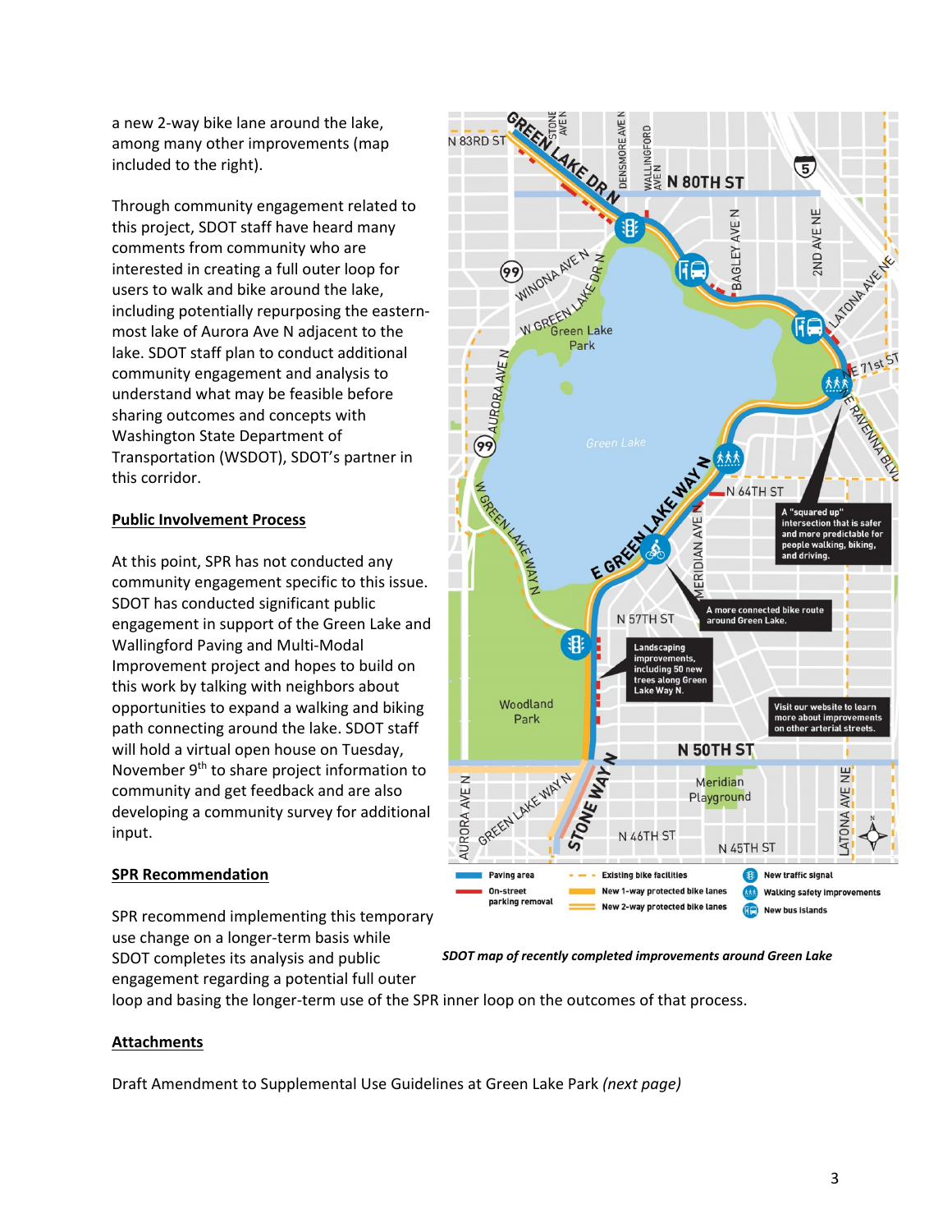a new 2-way bike lane around the lake, among many other improvements (map included to the right).

Through community engagement related to this project, SDOT staff have heard many comments from community who are interested in creating a full outer loop for users to walk and bike around the lake, including potentially repurposing the eastern-most lake of Aurora Ave N adjacent to the lake. SDOT staff plan to conduct additional community engagement and analysis to understand what may be feasible before sharing outcomes and concepts with Washington State Department of Transportation (WSDOT), SDOT's partner in this corridor.

## Public Involvement Process

At this point, SPR has not conducted any community engagement specific to this issue. SDOT has conducted significant public engagement in support of the Green Lake and Wallingford Paving and Multi-Modal Improvement project and hopes to build on this work by talking with neighbors about opportunities to expand a walking and biking path connecting around the lake. SDOT staff will hold a virtual open house on Tuesday, November 9th to share project information to community and get feedback and are also developing a community survey for additional input.

## SPR Recommendation

SPR recommend implementing this temporary use change on a longer-term basis while SDOT completes its analysis and public engagement regarding a potential full outer loop and basing the longer-term use of the SPR inner loop on the outcomes of that process.

*SDOT map of recently completed improvements around Green Lake*

## Attachments

Draft Amendment to Supplemental Use Guidelines at Green Lake Park *(next page)*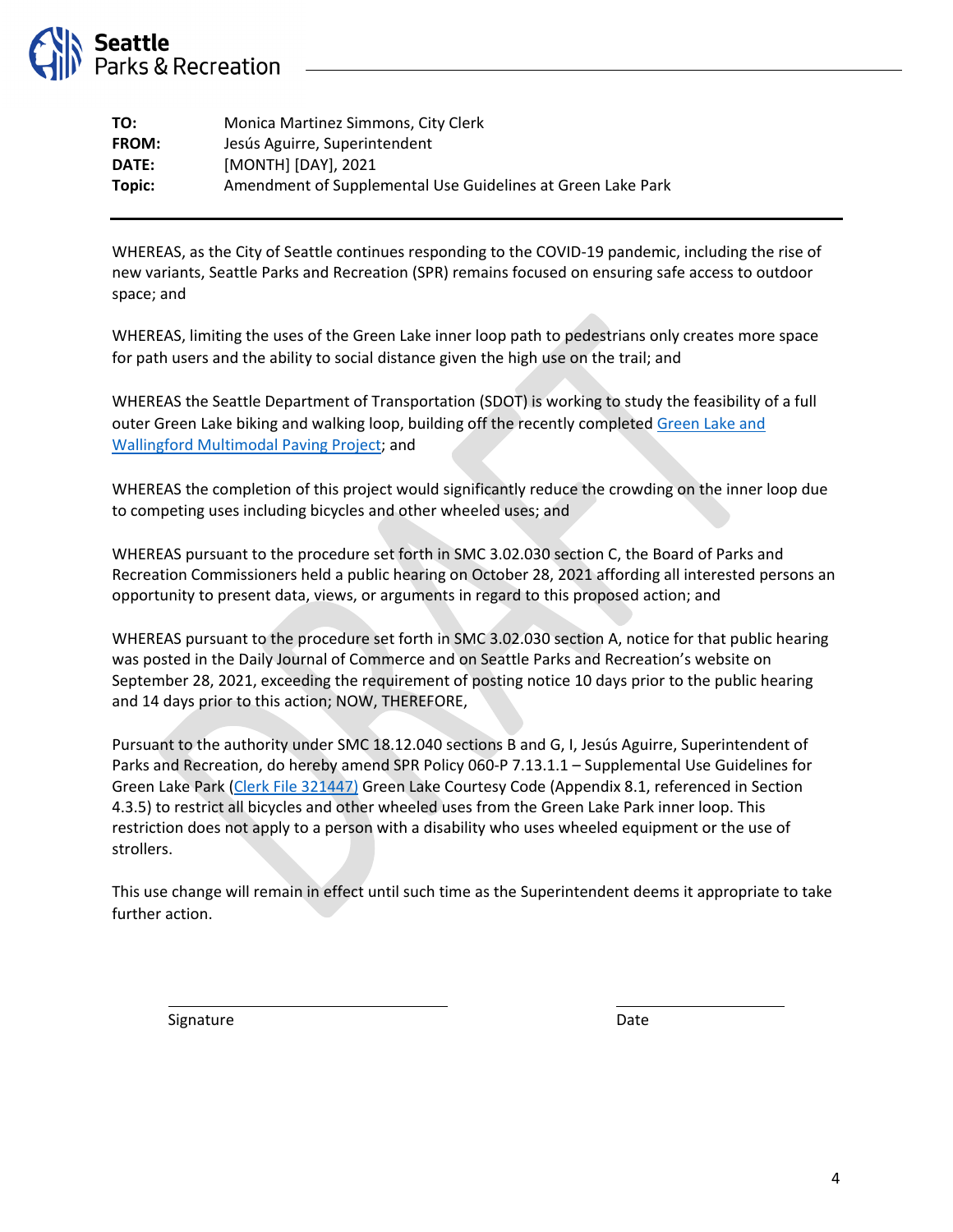**Seattle Parks & Recreation**

| | |
|---|---|
| **TO:** | Monica Martinez Simmons, City Clerk |
| **FROM:** | Jesús Aguirre, Superintendent |
| **DATE:** | [MONTH] [DAY], 2021 |
| **Topic:** | Amendment of Supplemental Use Guidelines at Green Lake Park |

---

WHEREAS, as the City of Seattle continues responding to the COVID-19 pandemic, including the rise of new variants, Seattle Parks and Recreation (SPR) remains focused on ensuring safe access to outdoor space; and

WHEREAS, limiting the uses of the Green Lake inner loop path to pedestrians only creates more space for path users and the ability to social distance given the high use on the trail; and

WHEREAS the Seattle Department of Transportation (SDOT) is working to study the feasibility of a full outer Green Lake biking and walking loop, building off the recently completed Green Lake and Wallingford Multimodal Paving Project; and

WHEREAS the completion of this project would significantly reduce the crowding on the inner loop due to competing uses including bicycles and other wheeled uses; and

WHEREAS pursuant to the procedure set forth in SMC 3.02.030 section C, the Board of Parks and Recreation Commissioners held a public hearing on October 28, 2021 affording all interested persons an opportunity to present data, views, or arguments in regard to this proposed action; and

WHEREAS pursuant to the procedure set forth in SMC 3.02.030 section A, notice for that public hearing was posted in the Daily Journal of Commerce and on Seattle Parks and Recreation's website on September 28, 2021, exceeding the requirement of posting notice 10 days prior to the public hearing and 14 days prior to this action; NOW, THEREFORE,

Pursuant to the authority under SMC 18.12.040 sections B and G, I, Jesús Aguirre, Superintendent of Parks and Recreation, do hereby amend SPR Policy 060-P 7.13.1.1 – Supplemental Use Guidelines for Green Lake Park (Clerk File 321447) Green Lake Courtesy Code (Appendix 8.1, referenced in Section 4.3.5) to restrict all bicycles and other wheeled uses from the Green Lake Park inner loop. This restriction does not apply to a person with a disability who uses wheeled equipment or the use of strollers.

This use change will remain in effect until such time as the Superintendent deems it appropriate to take further action.

_______________________________ Signature

_______________ Date